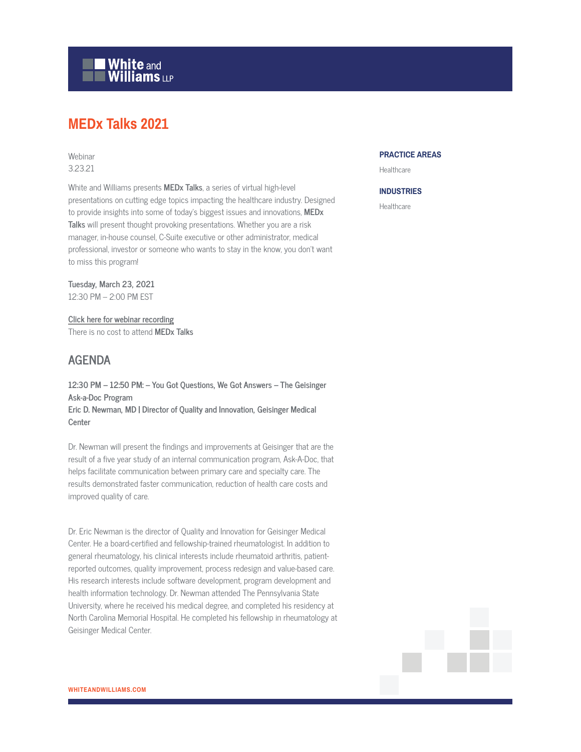# MEDx Talks 2021

Webinar
3.23.21

White and Williams presents **MEDx Talks**, a series of virtual high-level presentations on cutting edge topics impacting the healthcare industry. Designed to provide insights into some of today's biggest issues and innovations, **MEDx Talks** will present thought provoking presentations. Whether you are a risk manager, in-house counsel, C-Suite executive or other administrator, medical professional, investor or someone who wants to stay in the know, you don't want to miss this program!

**Tuesday, March 23, 2021**
12:30 PM – 2:00 PM EST

Click here for webinar recording
There is no cost to attend **MEDx Talks**

## AGENDA

**12:30 PM – 12:50 PM: – You Got Questions, We Got Answers – The Geisinger Ask-a-Doc Program**
**Eric D. Newman, MD | Director of Quality and Innovation, Geisinger Medical Center**

Dr. Newman will present the findings and improvements at Geisinger that are the result of a five year study of an internal communication program, Ask-A-Doc, that helps facilitate communication between primary care and specialty care. The results demonstrated faster communication, reduction of health care costs and improved quality of care.

Dr. Eric Newman is the director of Quality and Innovation for Geisinger Medical Center. He a board-certified and fellowship-trained rheumatologist. In addition to general rheumatology, his clinical interests include rheumatoid arthritis, patient-reported outcomes, quality improvement, process redesign and value-based care. His research interests include software development, program development and health information technology. Dr. Newman attended The Pennsylvania State University, where he received his medical degree, and completed his residency at North Carolina Memorial Hospital. He completed his fellowship in rheumatology at Geisinger Medical Center.

**PRACTICE AREAS**

Healthcare

**INDUSTRIES**

Healthcare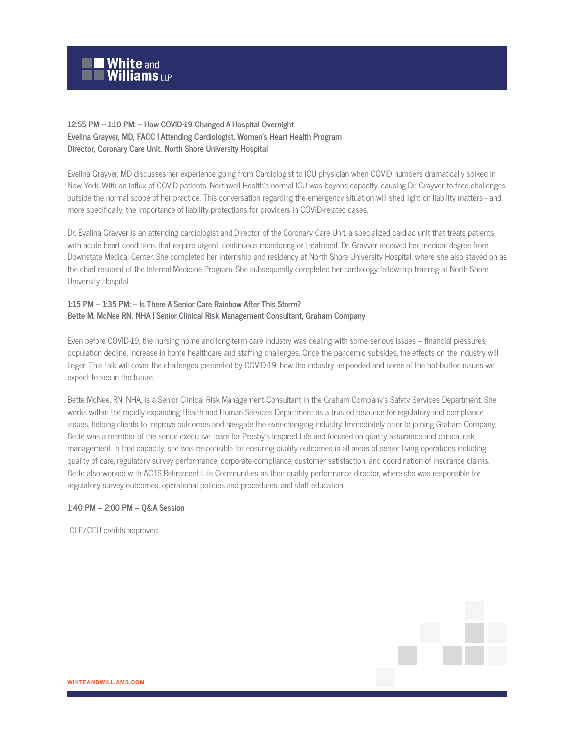**12:55 PM – 1:10 PM: – How COVID-19 Changed A Hospital Overnight**
**Evelina Grayver, MD, FACC | Attending Cardiologist, Women's Heart Health Program Director, Coronary Care Unit, North Shore University Hospital**

Evelina Grayver, MD discusses her experience going from Cardiologist to ICU physician when COVID numbers dramatically spiked in New York. With an influx of COVID patients, Northwell Health's normal ICU was beyond capacity, causing Dr. Grayver to face challenges outside the normal scope of her practice. This conversation regarding the emergency situation will shed light on liability matters - and, more specifically, the importance of liability protections for providers in COVID-related cases.

Dr. Evalina Grayver is an attending cardiologist and Director of the Coronary Care Unit, a specialized cardiac unit that treats patients with acute heart conditions that require urgent, continuous monitoring or treatment. Dr. Grayver received her medical degree from Downstate Medical Center. She completed her internship and residency at North Shore University Hospital, where she also stayed on as the chief resident of the Internal Medicine Program. She subsequently completed her cardiology fellowship training at North Shore University Hospital.

**1:15 PM – 1:35 PM: – Is There A Senior Care Rainbow After This Storm?**
**Bette M. McNee RN, NHA | Senior Clinical Risk Management Consultant, Graham Company**

Even before COVID-19, the nursing home and long-term care industry was dealing with some serious issues – financial pressures, population decline, increase in home healthcare and staffing challenges. Once the pandemic subsides, the effects on the industry will linger. This talk will cover the challenges presented by COVID-19, how the industry responded and some of the hot-button issues we expect to see in the future.

Bette McNee, RN, NHA, is a Senior Clinical Risk Management Consultant in the Graham Company's Safety Services Department. She works within the rapidly expanding Health and Human Services Department as a trusted resource for regulatory and compliance issues, helping clients to improve outcomes and navigate the ever-changing industry. Immediately prior to joining Graham Company, Bette was a member of the senior executive team for Presby's Inspired Life and focused on quality assurance and clinical risk management. In that capacity, she was responsible for ensuring quality outcomes in all areas of senior living operations including quality of care, regulatory survey performance, corporate compliance, customer satisfaction, and coordination of insurance claims. Bette also worked with ACTS Retirement-Life Communities as their quality performance director, where she was responsible for regulatory survey outcomes, operational policies and procedures, and staff education.

**1:40 PM – 2:00 PM – Q&A Session**

CLE/CEU credits approved.